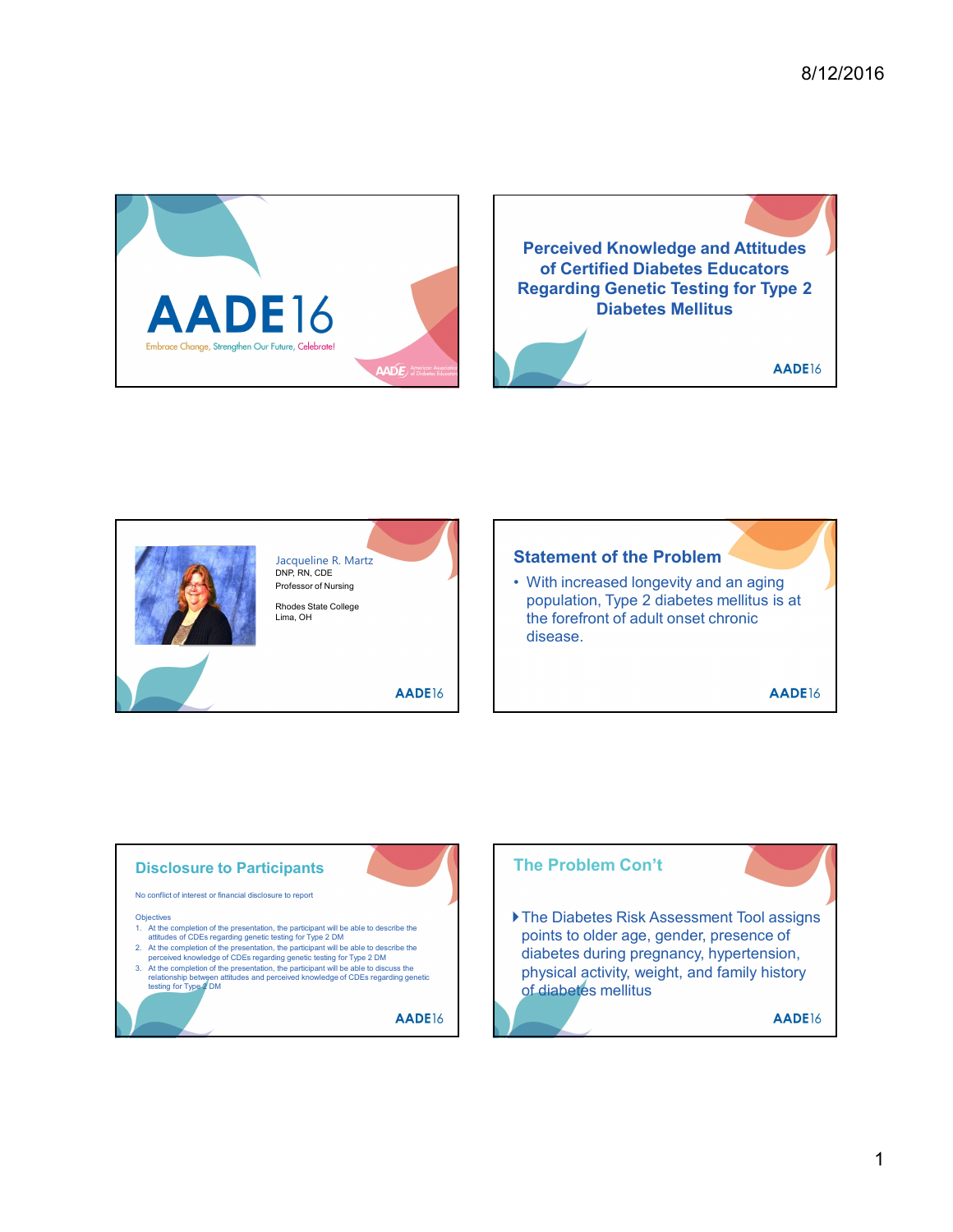# AADE16

Embrace Change, Strengthen Our Future, Celebrate!

## Perceived Knowledge and Attitudes of Certified Diabetes Educators Regarding Genetic Testing for Type 2 Diabetes Mellitus

Jacqueline R. Martz
DNP, RN, CDE
Professor of Nursing

Rhodes State College
Lima, OH

## Statement of the Problem

- With increased longevity and an aging population, Type 2 diabetes mellitus is at the forefront of adult onset chronic disease.

## Disclosure to Participants

No conflict of interest or financial disclosure to report

Objectives

1. At the completion of the presentation, the participant will be able to describe the attitudes of CDEs regarding genetic testing for Type 2 DM
2. At the completion of the presentation, the participant will be able to describe the perceived knowledge of CDEs regarding genetic testing for Type 2 DM
3. At the completion of the presentation, the participant will be able to discuss the relationship between attitudes and perceived knowledge of CDEs regarding genetic testing for Type 2 DM

## The Problem Con't

- The Diabetes Risk Assessment Tool assigns points to older age, gender, presence of diabetes during pregnancy, hypertension, physical activity, weight, and family history of diabetes mellitus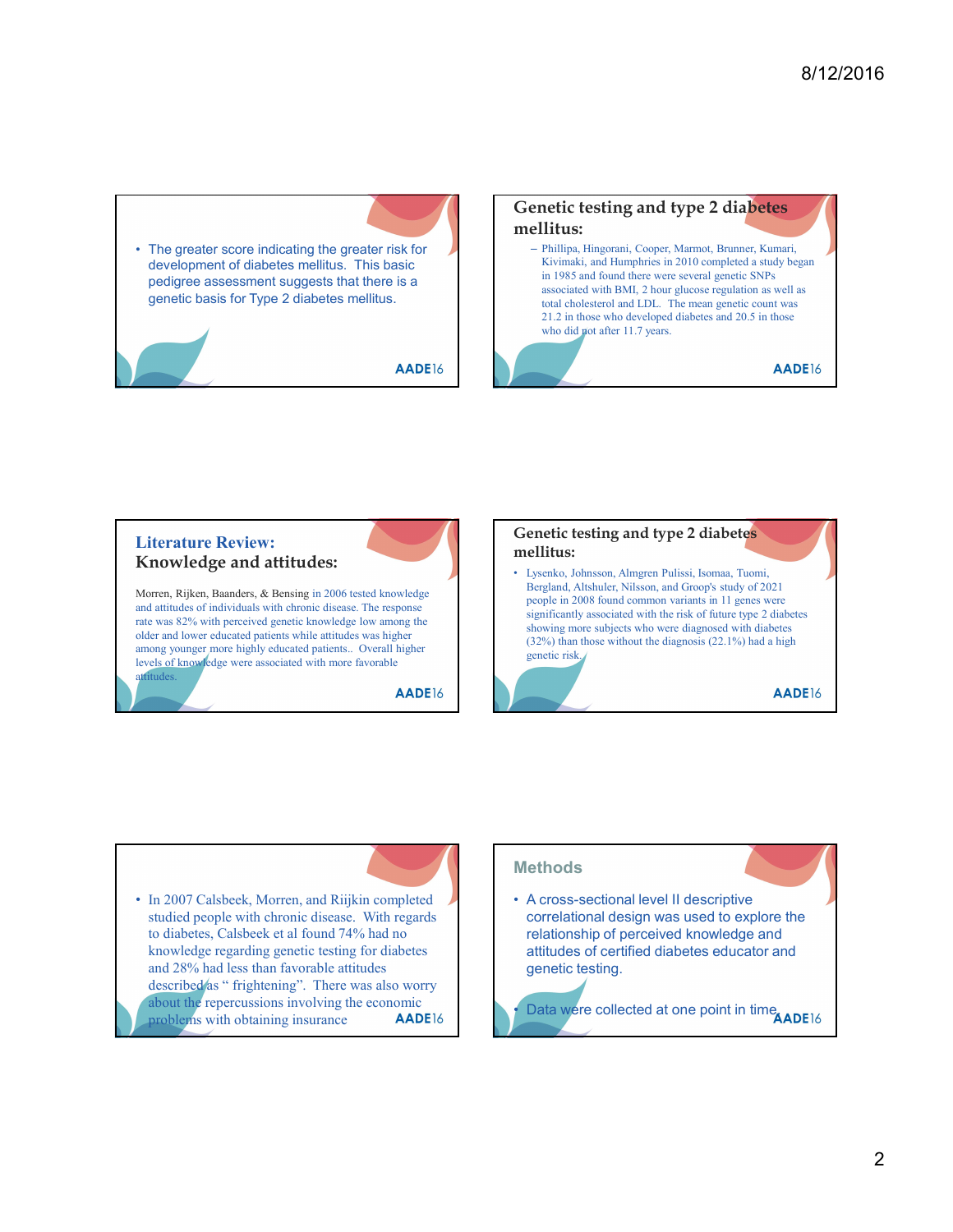- The greater score indicating the greater risk for development of diabetes mellitus. This basic pedigree assessment suggests that there is a genetic basis for Type 2 diabetes mellitus.

## Genetic testing and type 2 diabetes mellitus:

- Phillipa, Hingorani, Cooper, Marmot, Brunner, Kumari, Kivimaki, and Humphries in 2010 completed a study began in 1985 and found there were several genetic SNPs associated with BMI, 2 hour glucose regulation as well as total cholesterol and LDL. The mean genetic count was 21.2 in those who developed diabetes and 20.5 in those who did not after 11.7 years.

## Literature Review: Knowledge and attitudes:

Morren, Rijken, Baanders, & Bensing in 2006 tested knowledge and attitudes of individuals with chronic disease. The response rate was 82% with perceived genetic knowledge low among the older and lower educated patients while attitudes was higher among younger more highly educated patients.. Overall higher levels of knowledge were associated with more favorable attitudes.

## Genetic testing and type 2 diabetes mellitus:

- Lysenko, Johnsson, Almgren Pulissi, Isomaa, Tuomi, Bergland, Altshuler, Nilsson, and Groop's study of 2021 people in 2008 found common variants in 11 genes were significantly associated with the risk of future type 2 diabetes showing more subjects who were diagnosed with diabetes (32%) than those without the diagnosis (22.1%) had a high genetic risk.

- In 2007 Calsbeek, Morren, and Riijkin completed studied people with chronic disease. With regards to diabetes, Calsbeek et al found 74% had no knowledge regarding genetic testing for diabetes and 28% had less than favorable attitudes described as " frightening". There was also worry about the repercussions involving the economic problems with obtaining insurance

## Methods

- A cross-sectional level II descriptive correlational design was used to explore the relationship of perceived knowledge and attitudes of certified diabetes educator and genetic testing.

- Data were collected at one point in time.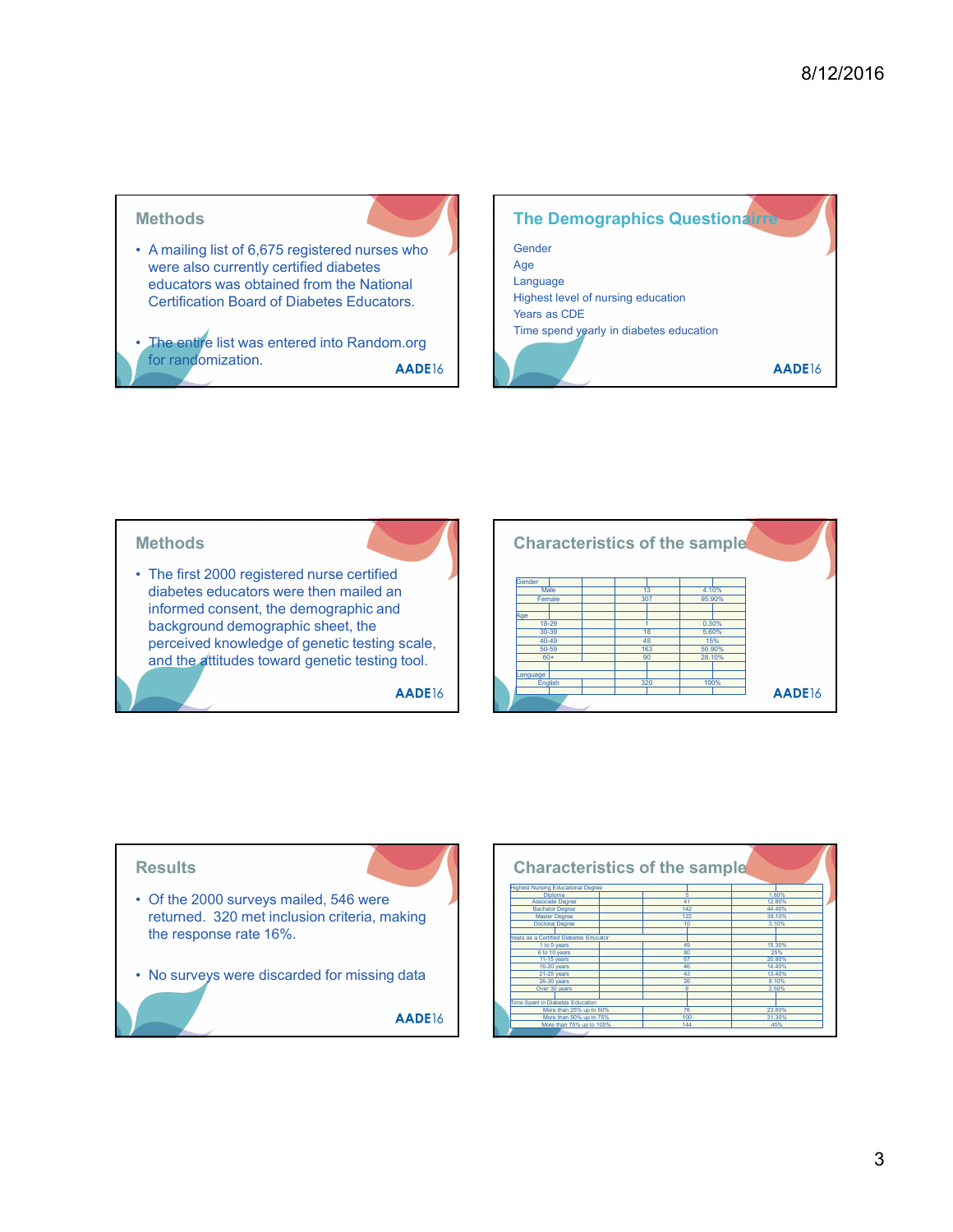## Methods

- A mailing list of 6,675 registered nurses who were also currently certified diabetes educators was obtained from the National Certification Board of Diabetes Educators.
- The entire list was entered into Random.org for randomization.

AADE16

## The Demographics Questionairre

Gender
Age
Language
Highest level of nursing education
Years as CDE
Time spend yearly in diabetes education

AADE16

## Methods

- The first 2000 registered nurse certified diabetes educators were then mailed an informed consent, the demographic and background demographic sheet, the perceived knowledge of genetic testing scale, and the attitudes toward genetic testing tool.

AADE16

## Characteristics of the sample

| | | | |
|---|---|---|---|
| Gender | | | |
| Male | | 13 | 4.10% |
| Female | | 307 | 95.90% |
| Age | | | |
| 18-29 | | 1 | 0.30% |
| 30-39 | | 18 | 5.60% |
| 40-49 | | 48 | 15% |
| 50-59 | | 163 | 50.90% |
| 60+ | | 90 | 28.10% |
| Language | | | |
| English | | 320 | 100% |

AADE16

## Results

- Of the 2000 surveys mailed, 546 were returned. 320 met inclusion criteria, making the response rate 16%.
- No surveys were discarded for missing data

AADE16

## Characteristics of the sample

| | | | |
|---|---|---|---|
| Highest Nursing Educational Degree | | | |
| Diploma | | 5 | 1.60% |
| Associate Degree | | 41 | 12.80% |
| Bachelor Degree | | 142 | 44.40% |
| Master Degree | | 122 | 38.10% |
| Doctoral Degree | | 10 | 3.10% |
| Years as a Certified Diabetes Educator | | | |
| 1 to 5 years | | 49 | 15.30% |
| 6 to 10 years | | 80 | 25% |
| 11-15 years | | 67 | 20.90% |
| 16-20 years | | 46 | 14.40% |
| 21-25 years | | 43 | 13.40% |
| 26-30 years | | 26 | 8.10% |
| Over 30 years | | 8 | 2.50% |
| Time Spent in Diabetes Education | | | |
| More than 25% up to 50% | | 76 | 23.80% |
| More than 50% up to 75% | | 100 | 31.30% |
| More than 75% up to 100% | | 144 | 45% |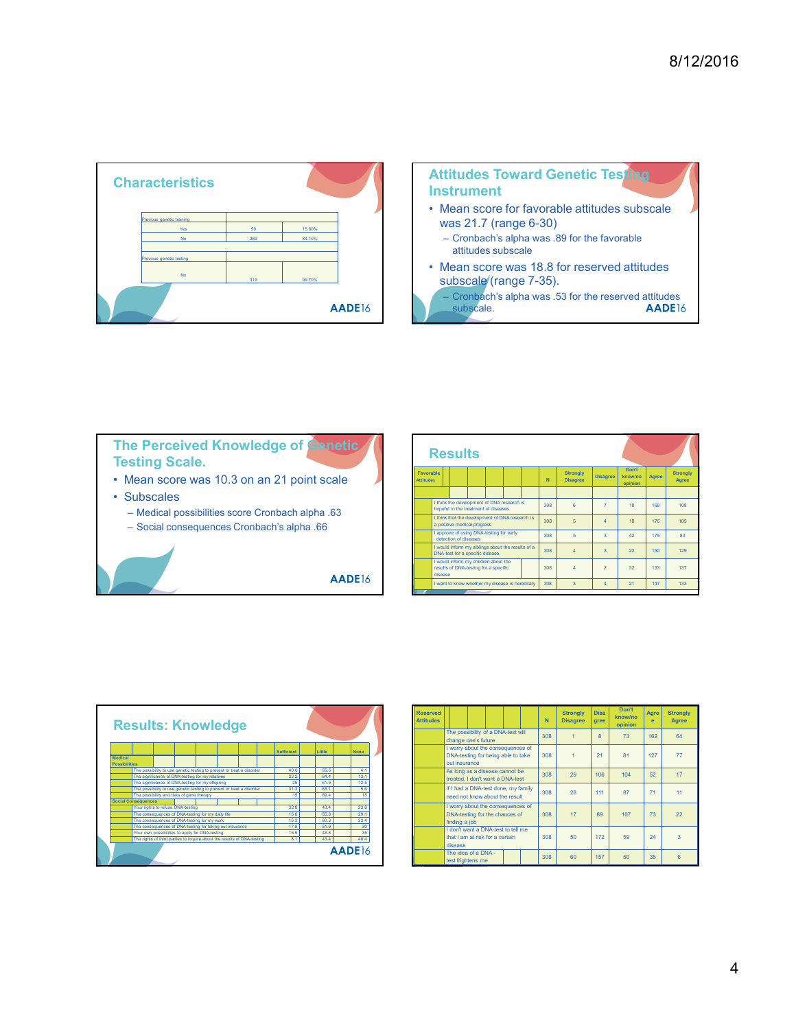## Characteristics

| Previous genetic training | | |
|---|---|---|
| Yes | 50 | 15.60% |
| No | 269 | 84.10% |
| | | |
| Previous genetic testing | | |
| No | 319 | 99.70% |

## Attitudes Toward Genetic Testing Instrument

- Mean score for favorable attitudes subscale was 21.7 (range 6-30)
  - Cronbach's alpha was .89 for the favorable attitudes subscale
- Mean score was 18.8 for reserved attitudes subscale (range 7-35).
  - Cronbach's alpha was .53 for the reserved attitudes subscale.

## The Perceived Knowledge of Genetic Testing Scale.

- Mean score was 10.3 on an 21 point scale
- Subscales
  - Medical possibilities score Cronbach alpha .63
  - Social consequences Cronbach's alpha .66

## Results

| Favorable Attitudes | N | Strongly Disagree | Disagree | Don't know/no opinion | Agree | Strongly Agree |
|---|---|---|---|---|---|---|
| I think the development of DNA research is hopeful in the treatment of diseases. | 308 | 6 | 7 | 18 | 169 | 108 |
| I think that the development of DNA research is a positive medical progress | 308 | 5 | 4 | 18 | 176 | 105 |
| I approve of using DNA-testing for early detection of diseases | 308 | 5 | 3 | 42 | 175 | 83 |
| I would inform my siblings about the results of a DNA-test for a specific disease. | 308 | 4 | 3 | 22 | 150 | 129 |
| I would inform my children about the results of DNA-testing for a specific disease | 308 | 4 | 2 | 32 | 133 | 137 |
| I want to know whether my disease is hereditary | 308 | 3 | 4 | 21 | 147 | 133 |

## Results: Knowledge

| | Sufficient | Little | None |
|---|---|---|---|
| **Medical Possibilities** | | | |
| The possibility to use genetic testing to prevent or treat a disorder | 40.6 | 55.5 | 4.1 |
| The significance of DNA-testing for my relatives | 22.2 | 64.4 | 13.1 |
| The significance of DNA-testing for my offspring | 25 | 61.9 | 12.5 |
| The possibility to use genetic testing to prevent or treat a disorder | 31.3 | 63.1 | 5.6 |
| The possibility and risks of gene therapy | 15 | 69.4 | 15 |
| **Social Consequences** | | | |
| Your rights to refuse DNA-testing | 32.8 | 43.4 | 23.8 |
| The consequences of DNA-testing for my daily life | 15.6 | 55.3 | 29.1 |
| The consequences of DNA-testing for my work | 16.3 | 60.3 | 23.4 |
| The consequences of DNA-testing for taking out insurance | 17.8 | 51.9 | 30 |
| Your own possibilities to apply for DNA-testing | 15.9 | 48.8 | 35 |
| The rights of third parties to inquire about the results of DNA-testing | 8.1 | 43.4 | 48.4 |

| Reserved Attitudes | N | Strongly Disagree | Disagree | Don't know/no opinion | Agree | Strongly Agree |
|---|---|---|---|---|---|---|
| The possibility of a DNA-test will change one's future | 308 | 1 | 8 | 73 | 162 | 64 |
| I worry about the consequences of DNA-testing for being able to take out insurance | 308 | 1 | 21 | 81 | 127 | 77 |
| As long as a disease cannot be treated, I don't want a DNA-test | 308 | 29 | 106 | 104 | 52 | 17 |
| If I had a DNA-test done, my family need not know about the result | 308 | 28 | 111 | 87 | 71 | 11 |
| I worry about the consequences of DNA-testing for the chances of finding a job | 308 | 17 | 89 | 107 | 73 | 22 |
| I don't want a DNA-test to tell me that I am at risk for a certain disease | 308 | 50 | 172 | 59 | 24 | 3 |
| The idea of a DNA-test frightens me | 308 | 60 | 157 | 50 | 35 | 6 |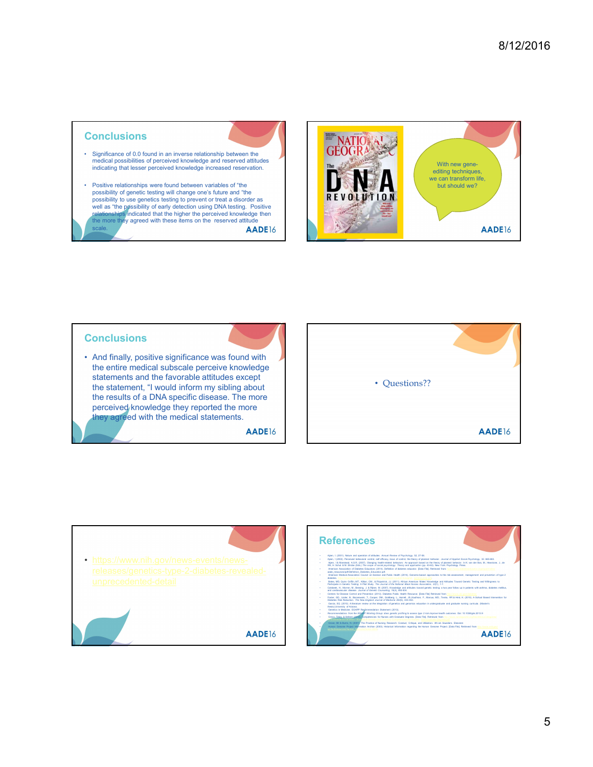## Conclusions

- Significance of 0.0 found in an inverse relationship between the medical possibilities of perceived knowledge and reserved attitudes indicating that lesser perceived knowledge increased reservation.
- Positive relationships were found between variables of "the possibility of genetic testing will change one's future and "the possibility to use genetics testing to prevent or treat a disorder as well as "the possibility of early detection using DNA testing. Positive relationships indicated that the higher the perceived knowledge then the more they agreed with these items on the reserved attitude scale.

AADE16

NATIONAL GEOGRAPHIC

The DNA REVOLUTION

With new gene-editing techniques, we can transform life, but should we?

AADE16

## Conclusions

- And finally, positive significance was found with the entire medical subscale perceive knowledge statements and the favorable attitudes except the statement, "I would inform my sibling about the results of a DNA specific disease. The more perceived knowledge they reported the more they agreed with the medical statements.

AADE16

- Questions??

AADE16

- https://www.nih.gov/news-events/news-releases/genetics-type-2-diabetes-revealed-unprecedented-detail

AADE16

## References

- Ajzen, I. (2001). Nature and operation of attitudes. *Annual Review of Psychology*, 52, 27-58.
- Ajzen, I. (2002). Perceived behavioral control, self efficacy, locus of control, the theory of planned behavior. *Journal of Applied Social Psychology*, 32, 665-683.
- Ajzen, I & Manstead, A.S.R. (2007). Changing health-related behaviors: An approach based on the theory of planned behavior. In K. van der Bos, M., Hewstone, J. de Wit, H. Schut & M. Stroebe (Eds.) The scope of social psychology: Theory and application (pp. 43-63). New York: Psychology Press.
- American Association of Diabetes Educators. (2014). Definition of diabetes educator. [Data File]. Retrieved from ... aade_resources/pdf/Definition_Diabetes_Educator.pdf
- American Medical Association Council on Science and Public Health (2014). Genomic-based approaches to the risk assessment, management and prevention of type 2 diabetes.
- Bates, MD, Gunn Griffin, MT, Killan, CM., & Fitzpatrick, JJ. (2011). African American Males' Knowledge and Attitudes Toward Genetic Testing and Willingness to Participate in Genetic Testing: A Pilot Study. *The Journal of the National Black Nurses Association*, 22(1), 1-7.
- Calsbeek, H., Morren, M., Bensing, J. & Rijken, M. (2007). Knowledge and attitudes toward genetic testing: a two year follow up in patients with asthma, diabetes mellitus, and cardiovascular disease. *Journal of Genetic Counseling*, 16(4), 493-504.
- Centers for Disease Control and Prevention. (2013). Diabetes Public Health Resource. [Data File]. Retrieved from ...
- Foster, GD., Linder, B., Baranowski, T., Cooper, DM., Goldberg, L., Harrell, JS, Kaufman, F., Marcus, MD., Trevino, RP & Hirst, K. (2010). A School based Intervention for Diabetes Risk Reduction. *The New England Journal of Medicine* 363(5), 443-453.
- Garcia, SQ. (2010). A literature review on the integration of genetics and genomics education in undergraduate and graduate nursing curricula. (Master's thesis) University of Arizona.
- Genetics in Medicine. EGAPP Recommendation Statement (2013).
- Recommendations from the EGAPP Working Group: does genetic profiling to assess type 2 risk improve health outcomes. Doi: 10.1038/gim.2013.9
- Greco, Tinley & Seibert (2012). Competencies for Nurses with Graduate Degrees. [Data File]. Retrieved from ...
- Grove, SK & Burns, N. (2013). The Practice of Nursing Research: Conduct, Critique, and Utilization. 6th ed. Saunders: Elsevier.
- Human Genome Project Information Archive (2003). Historical information regarding the Human Genome Project. [Data File]. Retrieved from ...

AADE16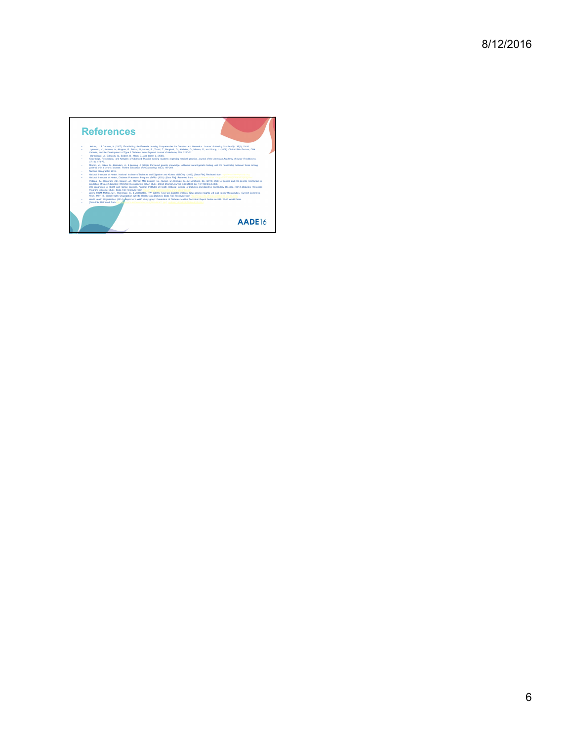# References

- Jenkins, J. & Calzone, K. (2007). Establishing the Essential Nursing Competencies for Genetics and Genomics. *Journal of Nursing Scholarship*, 39(1), 10-16.
- Lyssenko, V., Jonsson, A., Almgren, P., Pulizzi, N.,Isomaa, B., Tuomi, T., Berglund, G., Altshuler, D., Nilsson, P., and Groop, L. (2008). Clinical Risk Factors, DNA Variants, and the Development of Type 2 Diabetes. *New England Journal of Medicine*, 359, 2220-32
- Maradiegue, A., Edwards, Q., Seibert, D., Macri, C., and Sitzer, L. (2005). Knowledge, Perceptions, and Attitudes of Advanced Practice nursing students regarding medical genetics. *Journal of the American Academy of Nurse Practitioners*, 17(11), 472-79.
- Morren, M., Rijken, M., Baanders, A., & Bensing, J. (2006). Perceived genetic knowledge, attitudes toward genetic testing, and the relationship between these among patients with a chronic disease. *Patient Education and Counseling*, 65(2), 197-204.
- National Geographic. 2016.
- National Institutes of Health. National Institute of Diabetes and Digestive and Kidney. (NIDDK). (2012). [Data File]. Retrieved from
- National Institutes of Health. Diabetes Prevention Program. (DPP). (2002). [Data File]. Retrieved from:
- Philipps, TJ., Hingorani, AD., Cooper, JA., Marmot, MG Brunner, EJ., Kumari, M., Kivimaki, M., & Humphries, SE. (2010). Utility of genetic and non-genetic risk factors in prediction of type 2 diabetes: Whitehall II prospective cohort study. *British Medical Journal*. 340:b4838 doi: 10.1136/bmj.b4838.
- U.S Department of Health and Human Services. National Institutes of Health. National Institute of Diabetes and digestive and Kidney Disease. (2013) Diabetes Prevention Program Outcome Study. [Data File] Retrieved from:
- Wolfs, MGM, Hofker, MH., Wijmenga, C., & vanHaeften, TW. (2009). Type two diabetes mellitus: New genetic insights will lead to new therapeutics. *Current Genomics*. 10(2), 110-118. World Health Organization. (2014). Health topic Diabetes. [Data File] Retrieved from
- World Health Organization. (2014). Report of a WHO study group. Prevention of Diabetes Mellitus. Technical Report Series no 844. WHO World Press. [Data File] Retrieved from:

AADE16